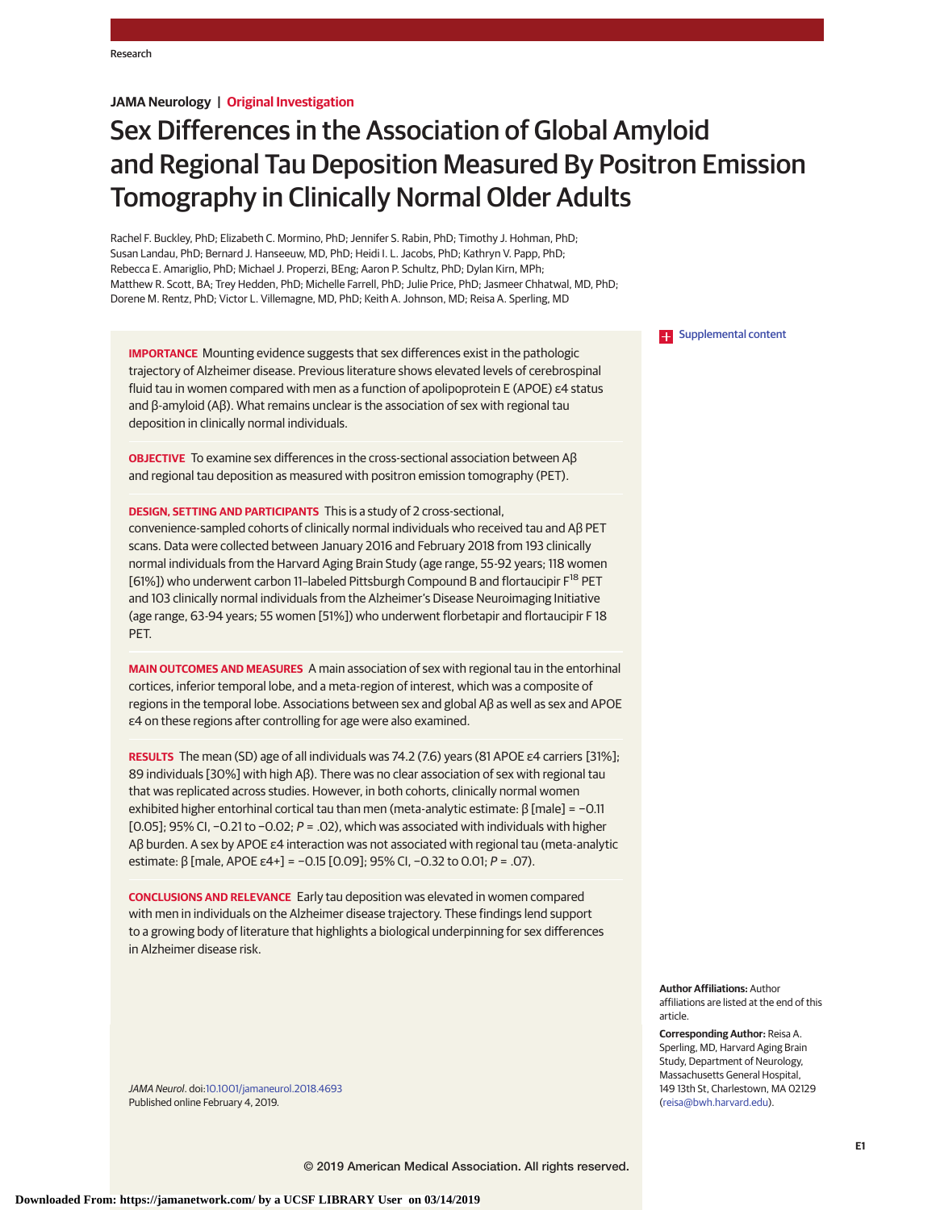Research

**JAMA Neurology | Original Investigation**

# Sex Differences in the Association of Global Amyloid and Regional Tau Deposition Measured By Positron Emission Tomography in Clinically Normal Older Adults

Rachel F. Buckley, PhD; Elizabeth C. Mormino, PhD; Jennifer S. Rabin, PhD; Timothy J. Hohman, PhD; Susan Landau, PhD; Bernard J. Hanseeuw, MD, PhD; Heidi I. L. Jacobs, PhD; Kathryn V. Papp, PhD; Rebecca E. Amariglio, PhD; Michael J. Properzi, BEng; Aaron P. Schultz, PhD; Dylan Kirn, MPh; Matthew R. Scott, BA; Trey Hedden, PhD; Michelle Farrell, PhD; Julie Price, PhD; Jasmeer Chhatwal, MD, PhD; Dorene M. Rentz, PhD; Victor L. Villemagne, MD, PhD; Keith A. Johnson, MD; Reisa A. Sperling, MD

Supplemental content

**IMPORTANCE** Mounting evidence suggests that sex differences exist in the pathologic trajectory of Alzheimer disease. Previous literature shows elevated levels of cerebrospinal fluid tau in women compared with men as a function of apolipoprotein E (APOE) ε4 status and β-amyloid (Aβ). What remains unclear is the association of sex with regional tau deposition in clinically normal individuals.

**OBJECTIVE** To examine sex differences in the cross-sectional association between Aβ and regional tau deposition as measured with positron emission tomography (PET).

**DESIGN, SETTING AND PARTICIPANTS** This is a study of 2 cross-sectional, convenience-sampled cohorts of clinically normal individuals who received tau and Aβ PET scans. Data were collected between January 2016 and February 2018 from 193 clinically normal individuals from the Harvard Aging Brain Study (age range, 55-92 years; 118 women [61%]) who underwent carbon 11–labeled Pittsburgh Compound B and flortaucipir $F^{18}$ PET and 103 clinically normal individuals from the Alzheimer's Disease Neuroimaging Initiative (age range, 63-94 years; 55 women [51%]) who underwent florbetapir and flortaucipir F 18 PET.

**MAIN OUTCOMES AND MEASURES** A main association of sex with regional tau in the entorhinal cortices, inferior temporal lobe, and a meta-region of interest, which was a composite of regions in the temporal lobe. Associations between sex and global Aβ as well as sex and APOE ε4 on these regions after controlling for age were also examined.

**RESULTS** The mean (SD) age of all individuals was 74.2 (7.6) years (81 APOE ε4 carriers [31%]; 89 individuals [30%] with high Aβ). There was no clear association of sex with regional tau that was replicated across studies. However, in both cohorts, clinically normal women exhibited higher entorhinal cortical tau than men (meta-analytic estimate: β [male] = −0.11 [0.05]; 95% CI, −0.21 to −0.02; *P* = .02), which was associated with individuals with higher Aβ burden. A sex by APOE ε4 interaction was not associated with regional tau (meta-analytic estimate: β [male, APOE ε4+] = −0.15 [0.09]; 95% CI, −0.32 to 0.01; *P* = .07).

**CONCLUSIONS AND RELEVANCE** Early tau deposition was elevated in women compared with men in individuals on the Alzheimer disease trajectory. These findings lend support to a growing body of literature that highlights a biological underpinning for sex differences in Alzheimer disease risk.

*JAMA Neurol*. doi:10.1001/jamaneurol.2018.4693
Published online February 4, 2019.

**Author Affiliations:** Author affiliations are listed at the end of this article.

**Corresponding Author:** Reisa A. Sperling, MD, Harvard Aging Brain Study, Department of Neurology, Massachusetts General Hospital, 149 13th St, Charlestown, MA 02129 (reisa@bwh.harvard.edu).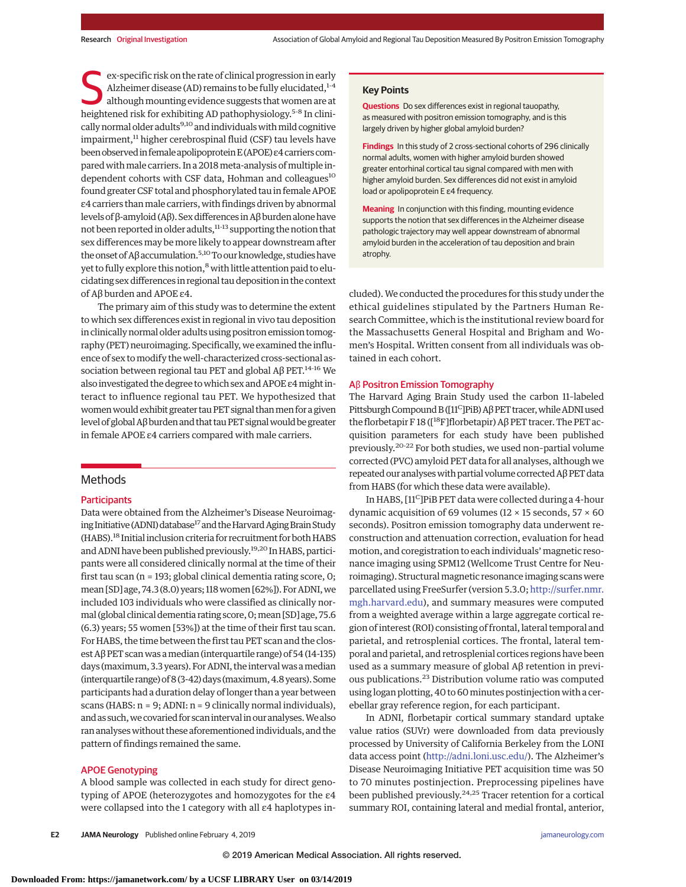Sex-specific risk on the rate of clinical progression in early Alzheimer disease (AD) remains to be fully elucidated,[1-4] although mounting evidence suggests that women are at heightened risk for exhibiting AD pathophysiology.[5-8] In clinically normal older adults[9,10] and individuals with mild cognitive impairment,[11] higher cerebrospinal fluid (CSF) tau levels have been observed in female apolipoprotein E (APOE) ε4 carriers compared with male carriers. In a 2018 meta-analysis of multiple independent cohorts with CSF data, Hohman and colleagues[10] found greater CSF total and phosphorylated tau in female APOE ε4 carriers than male carriers, with findings driven by abnormal levels of β-amyloid (Aβ). Sex differences in Aβ burden alone have not been reported in older adults,[11-13] supporting the notion that sex differences may be more likely to appear downstream after the onset of Aβ accumulation.[5,10] To our knowledge, studies have yet to fully explore this notion,[8] with little attention paid to elucidating sex differences in regional tau deposition in the context of Aβ burden and APOE ε4.

The primary aim of this study was to determine the extent to which sex differences exist in regional in vivo tau deposition in clinically normal older adults using positron emission tomography (PET) neuroimaging. Specifically, we examined the influence of sex to modify the well-characterized cross-sectional association between regional tau PET and global Aβ PET.[14-16] We also investigated the degree to which sex and APOE ε4 might interact to influence regional tau PET. We hypothesized that women would exhibit greater tau PET signal than men for a given level of global Aβ burden and that tau PET signal would be greater in female APOE ε4 carriers compared with male carriers.

## Key Points

**Questions** Do sex differences exist in regional tauopathy, as measured with positron emission tomography, and is this largely driven by higher global amyloid burden?

**Findings** In this study of 2 cross-sectional cohorts of 296 clinically normal adults, women with higher amyloid burden showed greater entorhinal cortical tau signal compared with men with higher amyloid burden. Sex differences did not exist in amyloid load or apolipoprotein E ε4 frequency.

**Meaning** In conjunction with this finding, mounting evidence supports the notion that sex differences in the Alzheimer disease pathologic trajectory may well appear downstream of abnormal amyloid burden in the acceleration of tau deposition and brain atrophy.

## Methods

### Participants

Data were obtained from the Alzheimer's Disease Neuroimaging Initiative (ADNI) database[17] and the Harvard Aging Brain Study (HABS).[18] Initial inclusion criteria for recruitment for both HABS and ADNI have been published previously.[19,20] In HABS, participants were all considered clinically normal at the time of their first tau scan (n = 193; global clinical dementia rating score, 0; mean [SD] age, 74.3 (8.0) years; 118 women [62%]). For ADNI, we included 103 individuals who were classified as clinically normal (global clinical dementia rating score, 0; mean [SD] age, 75.6 (6.3) years; 55 women [53%]) at the time of their first tau scan. For HABS, the time between the first tau PET scan and the closest Aβ PET scan was a median (interquartile range) of 54 (14-135) days (maximum, 3.3 years). For ADNI, the interval was a median (interquartile range) of 8 (3-42) days (maximum, 4.8 years). Some participants had a duration delay of longer than a year between scans (HABS: n = 9; ADNI: n = 9 clinically normal individuals), and as such, we covaried for scan interval in our analyses. We also ran analyses without these aforementioned individuals, and the pattern of findings remained the same.

### APOE Genotyping

A blood sample was collected in each study for direct genotyping of APOE (heterozygotes and homozygotes for the ε4 were collapsed into the 1 category with all ε4 haplotypes included). We conducted the procedures for this study under the ethical guidelines stipulated by the Partners Human Research Committee, which is the institutional review board for the Massachusetts General Hospital and Brigham and Women's Hospital. Written consent from all individuals was obtained in each cohort.

### Aβ Positron Emission Tomography

The Harvard Aging Brain Study used the carbon 11–labeled Pittsburgh Compound B ([11C]PiB) Aβ PET tracer, while ADNI used the florbetapir F 18 ([18F]florbetapir) Aβ PET tracer. The PET acquisition parameters for each study have been published previously.[20-22] For both studies, we used non–partial volume corrected (PVC) amyloid PET data for all analyses, although we repeated our analyses with partial volume corrected Aβ PET data from HABS (for which these data were available).

In HABS, [11C]PiB PET data were collected during a 4-hour dynamic acquisition of 69 volumes (12 × 15 seconds, 57 × 60 seconds). Positron emission tomography data underwent reconstruction and attenuation correction, evaluation for head motion, and coregistration to each individuals' magnetic resonance imaging using SPM12 (Wellcome Trust Centre for Neuroimaging). Structural magnetic resonance imaging scans were parcellated using FreeSurfer (version 5.3.0; http://surfer.nmr.mgh.harvard.edu), and summary measures were computed from a weighted average within a large aggregate cortical region of interest (ROI) consisting of frontal, lateral temporal and parietal, and retrosplenial cortices. The frontal, lateral temporal and parietal, and retrosplenial cortices regions have been used as a summary measure of global Aβ retention in previous publications.[23] Distribution volume ratio was computed using logan plotting, 40 to 60 minutes postinjection with a cerebellar gray reference region, for each participant.

In ADNI, florbetapir cortical summary standard uptake value ratios (SUVr) were downloaded from data previously processed by University of California Berkeley from the LONI data access point (http://adni.loni.usc.edu/). The Alzheimer's Disease Neuroimaging Initiative PET acquisition time was 50 to 70 minutes postinjection. Preprocessing pipelines have been published previously.[24,25] Tracer retention for a cortical summary ROI, containing lateral and medial frontal, anterior,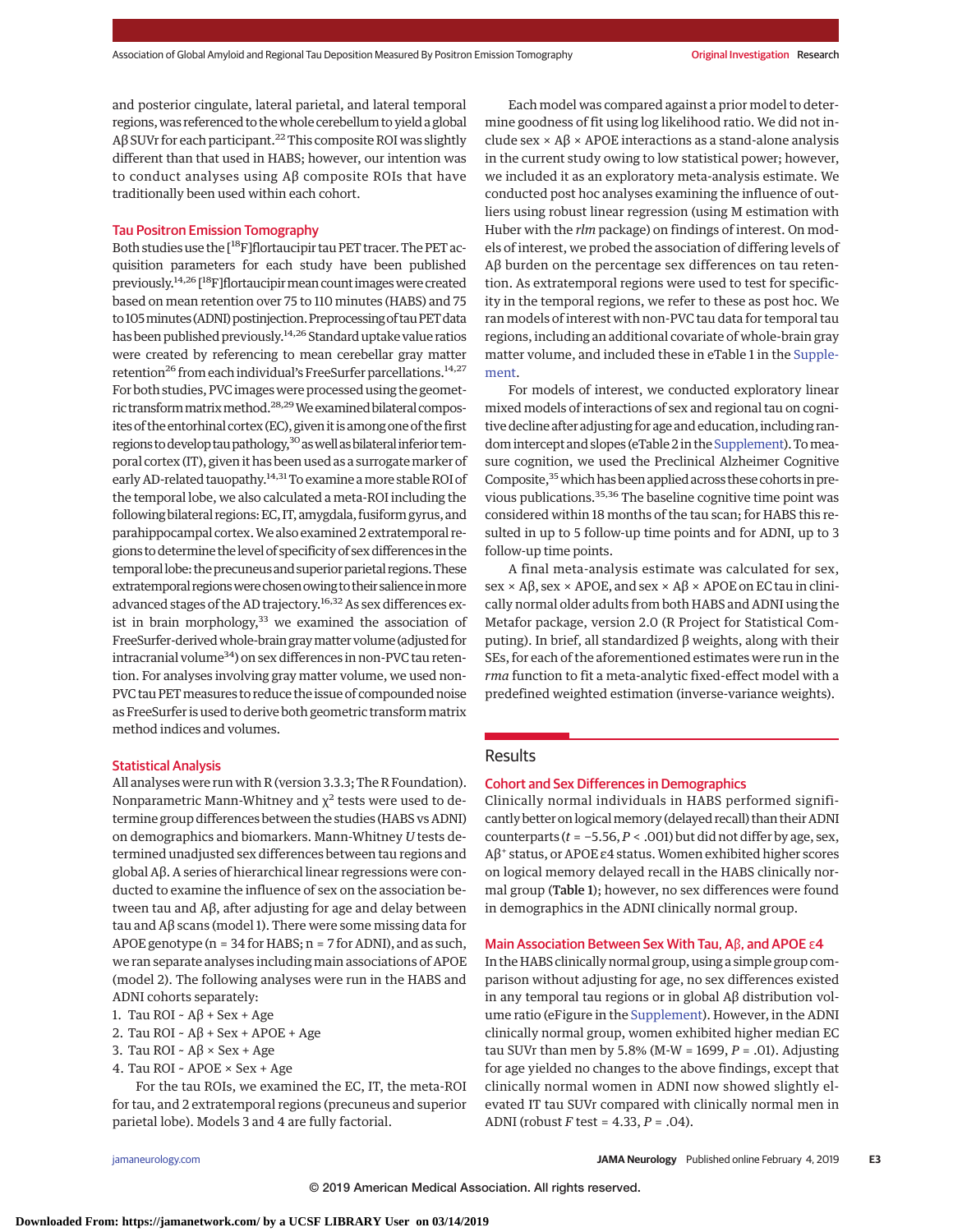and posterior cingulate, lateral parietal, and lateral temporal regions, was referenced to the whole cerebellum to yield a global Aβ SUVr for each participant.[22] This composite ROI was slightly different than that used in HABS; however, our intention was to conduct analyses using Aβ composite ROIs that have traditionally been used within each cohort.

### Tau Positron Emission Tomography

Both studies use the [$^{18}$F]flortaucipir tau PET tracer. The PET acquisition parameters for each study have been published previously.[14,26] [$^{18}$F]flortaucipir mean count images were created based on mean retention over 75 to 110 minutes (HABS) and 75 to 105 minutes (ADNI) postinjection. Preprocessing of tau PET data has been published previously.[14,26] Standard uptake value ratios were created by referencing to mean cerebellar gray matter retention[26] from each individual's FreeSurfer parcellations.[14,27] For both studies, PVC images were processed using the geometric transform matrix method.[28,29] We examined bilateral composites of the entorhinal cortex (EC), given it is among one of the first regions to develop tau pathology,[30] as well as bilateral inferior temporal cortex (IT), given it has been used as a surrogate marker of early AD-related tauopathy.[14,31] To examine a more stable ROI of the temporal lobe, we also calculated a meta-ROI including the following bilateral regions: EC, IT, amygdala, fusiform gyrus, and parahippocampal cortex. We also examined 2 extratemporal regions to determine the level of specificity of sex differences in the temporal lobe: the precuneus and superior parietal regions. These extratemporal regions were chosen owing to their salience in more advanced stages of the AD trajectory.[16,32] As sex differences exist in brain morphology,[33] we examined the association of FreeSurfer-derived whole-brain gray matter volume (adjusted for intracranial volume[34]) on sex differences in non-PVC tau retention. For analyses involving gray matter volume, we used non-PVC tau PET measures to reduce the issue of compounded noise as FreeSurfer is used to derive both geometric transform matrix method indices and volumes.

### Statistical Analysis

All analyses were run with R (version 3.3.3; The R Foundation). Nonparametric Mann-Whitney and $\chi^2$ tests were used to determine group differences between the studies (HABS vs ADNI) on demographics and biomarkers. Mann-Whitney *U* tests determined unadjusted sex differences between tau regions and global Aβ. A series of hierarchical linear regressions were conducted to examine the influence of sex on the association between tau and Aβ, after adjusting for age and delay between tau and Aβ scans (model 1). There were some missing data for APOE genotype (n = 34 for HABS; n = 7 for ADNI), and as such, we ran separate analyses including main associations of APOE (model 2). The following analyses were run in the HABS and ADNI cohorts separately:

1. Tau ROI ~ Aβ + Sex + Age
2. Tau ROI ~ Aβ + Sex + APOE + Age
3. Tau ROI ~ Aβ × Sex + Age
4. Tau ROI ~ APOE × Sex + Age

For the tau ROIs, we examined the EC, IT, the meta-ROI for tau, and 2 extratemporal regions (precuneus and superior parietal lobe). Models 3 and 4 are fully factorial.

Each model was compared against a prior model to determine goodness of fit using log likelihood ratio. We did not include sex × Aβ × APOE interactions as a stand-alone analysis in the current study owing to low statistical power; however, we included it as an exploratory meta-analysis estimate. We conducted post hoc analyses examining the influence of outliers using robust linear regression (using M estimation with Huber with the *rlm* package) on findings of interest. On models of interest, we probed the association of differing levels of Aβ burden on the percentage sex differences on tau retention. As extratemporal regions were used to test for specificity in the temporal regions, we refer to these as post hoc. We ran models of interest with non-PVC tau data for temporal tau regions, including an additional covariate of whole-brain gray matter volume, and included these in eTable 1 in the Supplement.

For models of interest, we conducted exploratory linear mixed models of interactions of sex and regional tau on cognitive decline after adjusting for age and education, including random intercept and slopes (eTable 2 in the Supplement). To measure cognition, we used the Preclinical Alzheimer Cognitive Composite,[35] which has been applied across these cohorts in previous publications.[35,36] The baseline cognitive time point was considered within 18 months of the tau scan; for HABS this resulted in up to 5 follow-up time points and for ADNI, up to 3 follow-up time points.

A final meta-analysis estimate was calculated for sex, sex × Aβ, sex × APOE, and sex × Aβ × APOE on EC tau in clinically normal older adults from both HABS and ADNI using the Metafor package, version 2.0 (R Project for Statistical Computing). In brief, all standardized β weights, along with their SEs, for each of the aforementioned estimates were run in the *rma* function to fit a meta-analytic fixed-effect model with a predefined weighted estimation (inverse-variance weights).

## Results

### Cohort and Sex Differences in Demographics

Clinically normal individuals in HABS performed significantly better on logical memory (delayed recall) than their ADNI counterparts ($t = −5.56$, $P < .001$) but did not differ by age, sex, Aβ$^+$ status, or APOE ε4 status. Women exhibited higher scores on logical memory delayed recall in the HABS clinically normal group (**Table 1**); however, no sex differences were found in demographics in the ADNI clinically normal group.

### Main Association Between Sex With Tau, Aβ, and APOE ε4

In the HABS clinically normal group, using a simple group comparison without adjusting for age, no sex differences existed in any temporal tau regions or in global Aβ distribution volume ratio (eFigure in the Supplement). However, in the ADNI clinically normal group, women exhibited higher median EC tau SUVr than men by 5.8% (M-W = 1699, $P = .01$). Adjusting for age yielded no changes to the above findings, except that clinically normal women in ADNI now showed slightly elevated IT tau SUVr compared with clinically normal men in ADNI (robust *F* test = 4.33, $P = .04$).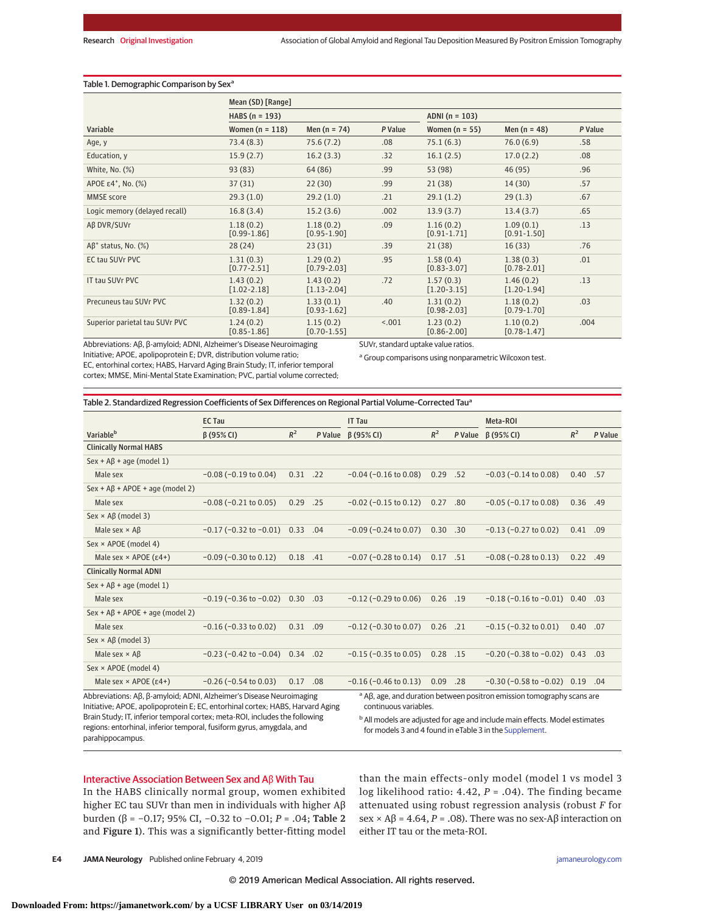Table 1. Demographic Comparison by Sex[a]

| Variable | Mean (SD) [Range] | | | | | |
|---|---|---|---|---|---|---|
| | HABS (n = 193) | | | ADNI (n = 103) | | |
| | Women (n = 118) | Men (n = 74) | *P* Value | Women (n = 55) | Men (n = 48) | *P* Value |
| Age, y | 73.4 (8.3) | 75.6 (7.2) | .08 | 75.1 (6.3) | 76.0 (6.9) | .58 |
| Education, y | 15.9 (2.7) | 16.2 (3.3) | .32 | 16.1 (2.5) | 17.0 (2.2) | .08 |
| White, No. (%) | 93 (83) | 64 (86) | .99 | 53 (98) | 46 (95) | .96 |
| APOE ε4+, No. (%) | 37 (31) | 22 (30) | .99 | 21 (38) | 14 (30) | .57 |
| MMSE score | 29.3 (1.0) | 29.2 (1.0) | .21 | 29.1 (1.2) | 29 (1.3) | .67 |
| Logic memory (delayed recall) | 16.8 (3.4) | 15.2 (3.6) | .002 | 13.9 (3.7) | 13.4 (3.7) | .65 |
| Aβ DVR/SUVr | 1.18 (0.2) [0.99-1.86] | 1.18 (0.2) [0.95-1.90] | .09 | 1.16 (0.2) [0.91-1.71] | 1.09 (0.1) [0.91-1.50] | .13 |
| Aβ+ status, No. (%) | 28 (24) | 23 (31) | .39 | 21 (38) | 16 (33) | .76 |
| EC tau SUVr PVC | 1.31 (0.3) [0.77-2.51] | 1.29 (0.2) [0.79-2.03] | .95 | 1.58 (0.4) [0.83-3.07] | 1.38 (0.3) [0.78-2.01] | .01 |
| IT tau SUVr PVC | 1.43 (0.2) [1.02-2.18] | 1.43 (0.2) [1.13-2.04] | .72 | 1.57 (0.3) [1.20-3.15] | 1.46 (0.2) [1.20-1.94] | .13 |
| Precuneus tau SUVr PVC | 1.32 (0.2) [0.89-1.84] | 1.33 (0.1) [0.93-1.62] | .40 | 1.31 (0.2) [0.98-2.03] | 1.18 (0.2) [0.79-1.70] | .03 |
| Superior parietal tau SUVr PVC | 1.24 (0.2) [0.85-1.86] | 1.15 (0.2) [0.70-1.55] | <.001 | 1.23 (0.2) [0.86-2.00] | 1.10 (0.2) [0.78-1.47] | .004 |

Abbreviations: Aβ, β-amyloid; ADNI, Alzheimer's Disease Neuroimaging Initiative; APOE, apolipoprotein E; DVR, distribution volume ratio; EC, entorhinal cortex; HABS, Harvard Aging Brain Study; IT, inferior temporal cortex; MMSE, Mini-Mental State Examination; PVC, partial volume corrected; SUVr, standard uptake value ratios.

[a] Group comparisons using nonparametric Wilcoxon test.

Table 2. Standardized Regression Coefficients of Sex Differences on Regional Partial Volume–Corrected Tau[a]

| Variable[b] | EC Tau | | | IT Tau | | | Meta-ROI | | |
|---|---|---|---|---|---|---|---|---|---|
| | β (95% CI) | $R^2$ | *P* Value | β (95% CI) | $R^2$ | *P* Value | β (95% CI) | $R^2$ | *P* Value |
| **Clinically Normal HABS** | | | | | | | | | |
| Sex + Aβ + age (model 1) | | | | | | | | | |
| Male sex | −0.08 (−0.19 to 0.04) | 0.31 | .22 | −0.04 (−0.16 to 0.08) | 0.29 | .52 | −0.03 (−0.14 to 0.08) | 0.40 | .57 |
| Sex + Aβ + APOE + age (model 2) | | | | | | | | | |
| Male sex | −0.08 (−0.21 to 0.05) | 0.29 | .25 | −0.02 (−0.15 to 0.12) | 0.27 | .80 | −0.05 (−0.17 to 0.08) | 0.36 | .49 |
| Sex × Aβ (model 3) | | | | | | | | | |
| Male sex × Aβ | −0.17 (−0.32 to −0.01) | 0.33 | .04 | −0.09 (−0.24 to 0.07) | 0.30 | .30 | −0.13 (−0.27 to 0.02) | 0.41 | .09 |
| Sex × APOE (model 4) | | | | | | | | | |
| Male sex × APOE (ε4+) | −0.09 (−0.30 to 0.12) | 0.18 | .41 | −0.07 (−0.28 to 0.14) | 0.17 | .51 | −0.08 (−0.28 to 0.13) | 0.22 | .49 |
| **Clinically Normal ADNI** | | | | | | | | | |
| Sex + Aβ + age (model 1) | | | | | | | | | |
| Male sex | −0.19 (−0.36 to −0.02) | 0.30 | .03 | −0.12 (−0.29 to 0.06) | 0.26 | .19 | −0.18 (−0.16 to −0.01) | 0.40 | .03 |
| Sex + Aβ + APOE + age (model 2) | | | | | | | | | |
| Male sex | −0.16 (−0.33 to 0.02) | 0.31 | .09 | −0.12 (−0.30 to 0.07) | 0.26 | .21 | −0.15 (−0.32 to 0.01) | 0.40 | .07 |
| Sex × Aβ (model 3) | | | | | | | | | |
| Male sex × Aβ | −0.23 (−0.42 to −0.04) | 0.34 | .02 | −0.15 (−0.35 to 0.05) | 0.28 | .15 | −0.20 (−0.38 to −0.02) | 0.43 | .03 |
| Sex × APOE (model 4) | | | | | | | | | |
| Male sex × APOE (ε4+) | −0.26 (−0.54 to 0.03) | 0.17 | .08 | −0.16 (−0.46 to 0.13) | 0.09 | .28 | −0.30 (−0.58 to −0.02) | 0.19 | .04 |

Abbreviations: Aβ, β-amyloid; ADNI, Alzheimer's Disease Neuroimaging Initiative; APOE, apolipoprotein E; EC, entorhinal cortex; HABS, Harvard Aging Brain Study; IT, inferior temporal cortex; meta-ROI, includes the following regions: entorhinal, inferior temporal, fusiform gyrus, amygdala, and parahippocampus.

[a] Aβ, age, and duration between positron emission tomography scans are continuous variables.

[b] All models are adjusted for age and include main effects. Model estimates for models 3 and 4 found in eTable 3 in the Supplement.

## Interactive Association Between Sex and Aβ With Tau

In the HABS clinically normal group, women exhibited higher EC tau SUVr than men in individuals with higher Aβ burden (β = −0.17; 95% CI, −0.32 to −0.01; *P* = .04; **Table 2** and **Figure 1**). This was a significantly better-fitting model than the main effects–only model (model 1 vs model 3 log likelihood ratio: 4.42, *P* = .04). The finding became attenuated using robust regression analysis (robust *F* for sex × Aβ = 4.64, *P* = .08). There was no sex-Aβ interaction on either IT tau or the meta-ROI.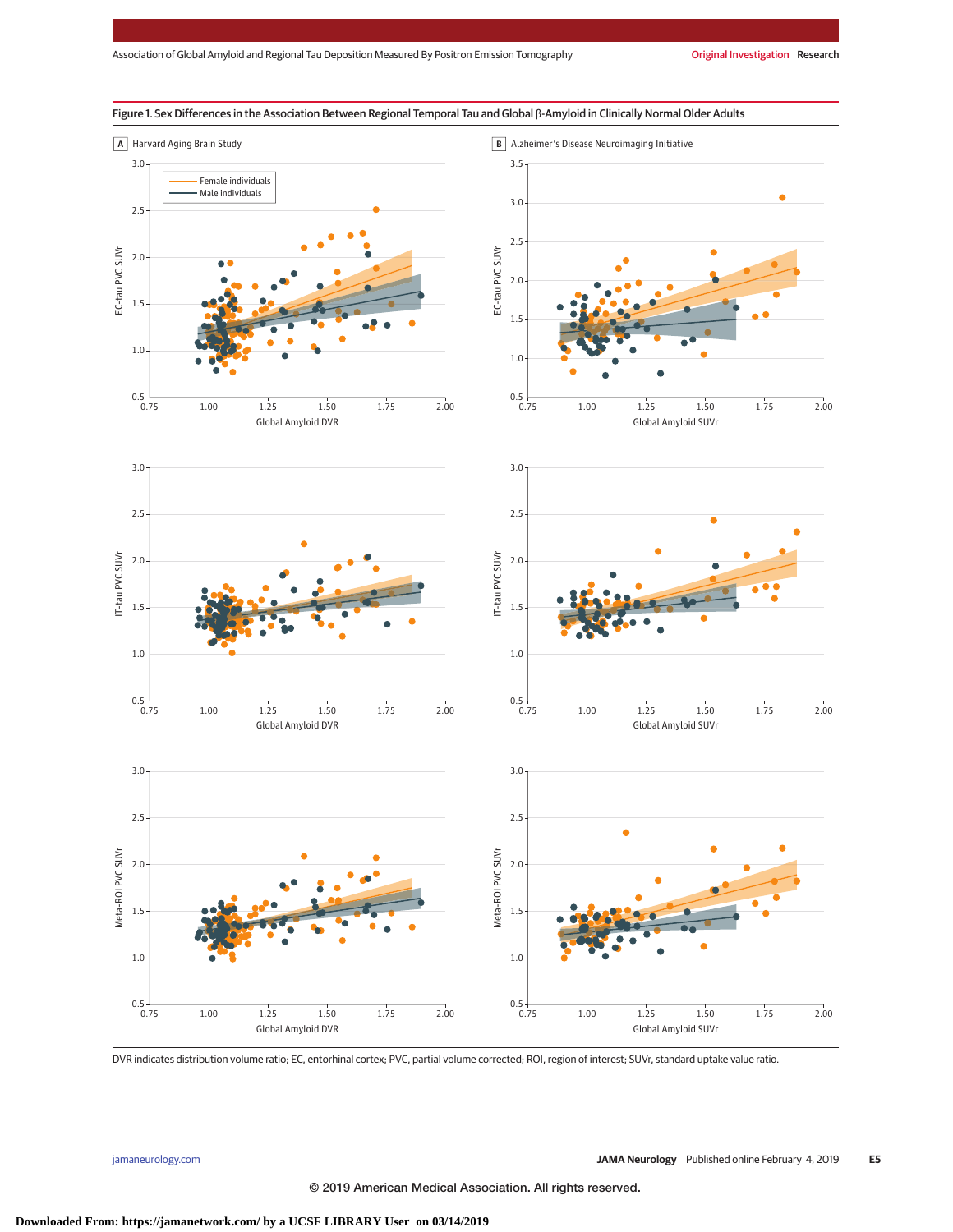**Figure 1. Sex Differences in the Association Between Regional Temporal Tau and Global β-Amyloid in Clinically Normal Older Adults**

A Harvard Aging Brain Study

Female individuals
Male individuals

EC-tau PVC SUVr
3.0
2.5
2.0
1.5
1.0
0.5
0.75 1.00 1.25 1.50 1.75 2.00
Global Amyloid DVR

IT-tau PVC SUVr
3.0
2.5
2.0
1.5
1.0
0.5
0.75 1.00 1.25 1.50 1.75 2.00
Global Amyloid DVR

Meta-ROI PVC SUVr
3.0
2.5
2.0
1.5
1.0
0.5
0.75 1.00 1.25 1.50 1.75 2.00
Global Amyloid DVR

B Alzheimer's Disease Neuroimaging Initiative

EC-tau PVC SUVr
3.5
3.0
2.5
2.0
1.5
1.0
0.5
0.75 1.00 1.25 1.50 1.75 2.00
Global Amyloid SUVr

IT-tau PVC SUVr
3.0
2.5
2.0
1.5
1.0
0.5
0.75 1.00 1.25 1.50 1.75 2.00
Global Amyloid SUVr

Meta-ROI PVC SUVr
3.0
2.5
2.0
1.5
1.0
0.5
0.75 1.00 1.25 1.50 1.75 2.00
Global Amyloid SUVr

DVR indicates distribution volume ratio; EC, entorhinal cortex; PVC, partial volume corrected; ROI, region of interest; SUVr, standard uptake value ratio.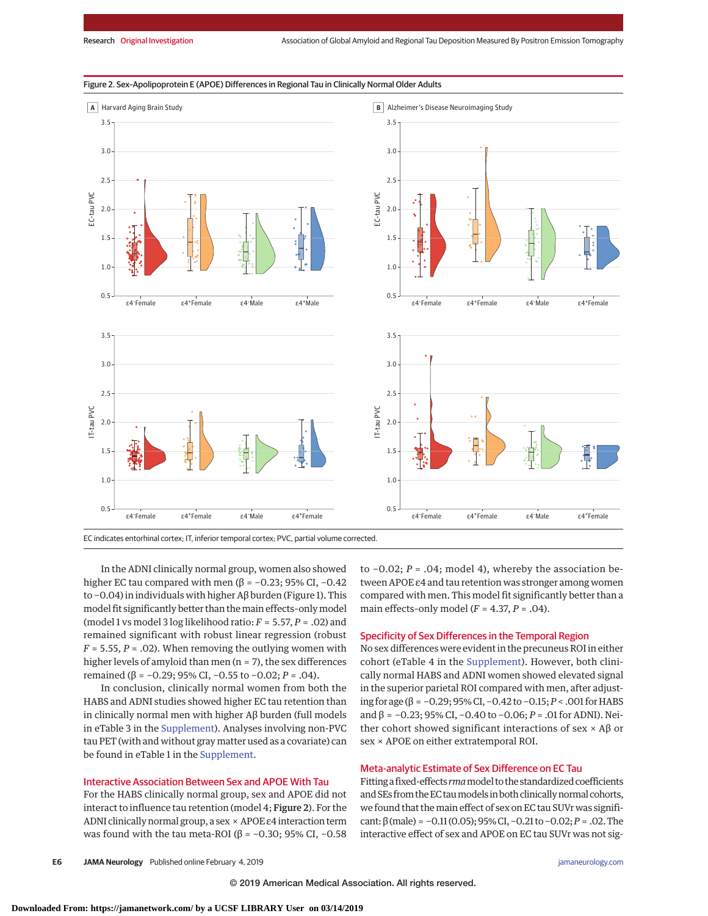Figure 2. Sex-Apolipoprotein E (APOE) Differences in Regional Tau in Clinically Normal Older Adults

A Harvard Aging Brain Study

B Alzheimer's Disease Neuroimaging Study

EC-tau PVC

IT-tau PVC

0.5
1.0
1.5
2.0
2.5
3.0
3.5

ε4⁻Female
ε4⁺Female
ε4⁻Male
ε4⁺Male

ε4⁻Female
ε4⁺Female
ε4⁻Male
ε4⁺Female

EC indicates entorhinal cortex; IT, inferior temporal cortex; PVC, partial volume corrected.

In the ADNI clinically normal group, women also showed higher EC tau compared with men (β = −0.23; 95% CI, −0.42 to −0.04) in individuals with higher Aβ burden (Figure 1). This model fit significantly better than the main effects–only model (model 1 vs model 3 log likelihood ratio: $F$ = 5.57, $P$ = .02) and remained significant with robust linear regression (robust $F$ = 5.55, $P$ = .02). When removing the outlying women with higher levels of amyloid than men (n = 7), the sex differences remained (β = −0.29; 95% CI, −0.55 to −0.02; $P$ = .04).

In conclusion, clinically normal women from both the HABS and ADNI studies showed higher EC tau retention than in clinically normal men with higher Aβ burden (full models in eTable 3 in the Supplement). Analyses involving non-PVC tau PET (with and without gray matter used as a covariate) can be found in eTable 1 in the Supplement.

## Interactive Association Between Sex and APOE With Tau

For the HABS clinically normal group, sex and APOE did not interact to influence tau retention (model 4; **Figure 2**). For the ADNI clinically normal group, a sex × APOE ε4 interaction term was found with the tau meta-ROI (β = −0.30; 95% CI, −0.58 to −0.02; $P$ = .04; model 4), whereby the association between APOE ε4 and tau retention was stronger among women compared with men. This model fit significantly better than a main effects–only model ($F$ = 4.37, $P$ = .04).

## Specificity of Sex Differences in the Temporal Region

No sex differences were evident in the precuneus ROI in either cohort (eTable 4 in the Supplement). However, both clinically normal HABS and ADNI women showed elevated signal in the superior parietal ROI compared with men, after adjusting for age (β = −0.29; 95% CI, −0.42 to −0.15; $P$ < .001 for HABS and β = −0.23; 95% CI, −0.40 to −0.06; $P$ = .01 for ADNI). Neither cohort showed significant interactions of sex × Aβ or sex × APOE on either extratemporal ROI.

## Meta-analytic Estimate of Sex Difference on EC Tau

Fitting a fixed-effects *rma* model to the standardized coefficients and SEs from the EC tau models in both clinically normal cohorts, we found that the main effect of sex on EC tau SUVr was significant: β (male) = −0.11 (0.05); 95% CI, −0.21 to −0.02; $P$ = .02. The interactive effect of sex and APOE on EC tau SUVr was not sig-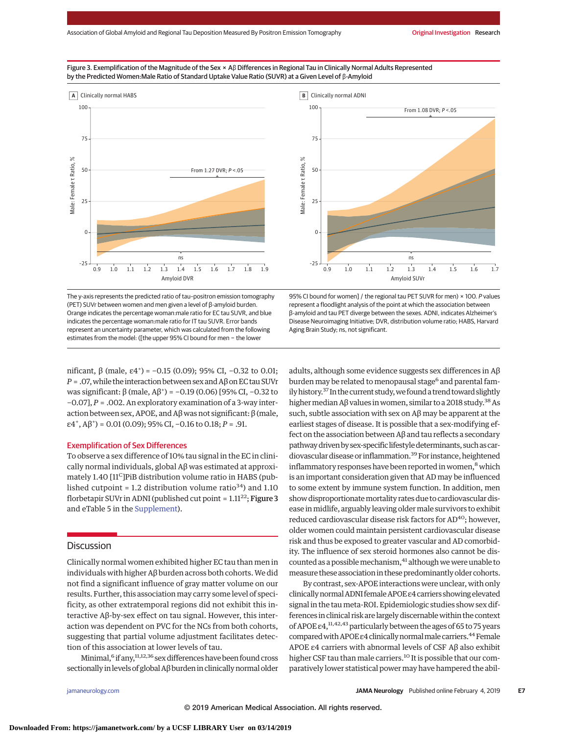Figure 3. Exemplification of the Magnitude of the Sex × Aβ Differences in Regional Tau in Clinically Normal Adults Represented by the Predicted Women:Male Ratio of Standard Uptake Value Ratio (SUVR) at a Given Level of β-Amyloid

A Clinically normal HABS

Male: Female τ Ratio, %

100
75
50
25
0
−25

From 1.27 DVR; P <.05

ns

0.9 1.0 1.1 1.2 1.3 1.4 1.5 1.6 1.7 1.8 1.9

Amyloid DVR

B Clinically normal ADNI

Male: Female τ Ratio, %

100
75
50
25
0
−25

From 1.08 DVR; P <.05

ns

0.9 1.0 1.1 1.2 1.3 1.4 1.5 1.6 1.7

Amyloid SUVr

The y-axis represents the predicted ratio of tau–positron emission tomography (PET) SUVr between women and men given a level of β-amyloid burden. Orange indicates the percentage woman:male ratio for EC tau SUVR, and blue indicates the percentage woman:male ratio for IT tau SUVR. Error bands represent an uncertainty parameter, which was calculated from the following estimates from the model: ([the upper 95% CI bound for men − the lower 95% CI bound for women] / the regional tau PET SUVR for men) × 100. *P* values represent a floodlight analysis of the point at which the association between β-amyloid and tau PET diverge between the sexes. ADNI, indicates Alzheimer's Disease Neuroimaging Initiative; DVR, distribution volume ratio; HABS, Harvard Aging Brain Study; ns, not significant.

nificant, β (male, ε4$^+$) = −0.15 (0.09); 95% CI, −0.32 to 0.01; $P = .07$, while the interaction between sex and Aβ on EC tau SUVr was significant: β (male, Aβ$^+$) = −0.19 (0.06) [95% CI, −0.32 to −0.07], $P = .002$. An exploratory examination of a 3-way interaction between sex, APOE, and Aβ was not significant: β (male, ε4$^+$, Aβ$^+$) = 0.01 (0.09); 95% CI, −0.16 to 0.18; $P = .91$.

### Exemplification of Sex Differences

To observe a sex difference of 10% tau signal in the EC in clinically normal individuals, global Aβ was estimated at approximately 1.40 [$^{11}$C]PiB distribution volume ratio in HABS (published cutpoint = 1.2 distribution volume ratio[34]) and 1.10 florbetapir SUVr in ADNI (published cut point = 1.11[22]; **Figure 3** and eTable 5 in the Supplement).

## Discussion

Clinically normal women exhibited higher EC tau than men in individuals with higher Aβ burden across both cohorts. We did not find a significant influence of gray matter volume on our results. Further, this association may carry some level of specificity, as other extratemporal regions did not exhibit this interactive Aβ-by-sex effect on tau signal. However, this interaction was dependent on PVC for the NCs from both cohorts, suggesting that partial volume adjustment facilitates detection of this association at lower levels of tau.

Minimal,[6] if any,[11,12,36] sex differences have been found cross sectionally in levels of global Aβ burden in clinically normal older adults, although some evidence suggests sex differences in Aβ burden may be related to menopausal stage[6] and parental family history.[37] In the current study, we found a trend toward slightly higher median Aβ values in women, similar to a 2018 study.[38] As such, subtle association with sex on Aβ may be apparent at the earliest stages of disease. It is possible that a sex-modifying effect on the association between Aβ and tau reflects a secondary pathway driven by sex-specific lifestyle determinants, such as cardiovascular disease or inflammation.[39] For instance, heightened inflammatory responses have been reported in women,[8] which is an important consideration given that AD may be influenced to some extent by immune system function. In addition, men show disproportionate mortality rates due to cardiovascular disease in midlife, arguably leaving older male survivors to exhibit reduced cardiovascular disease risk factors for AD[40]; however, older women could maintain persistent cardiovascular disease risk and thus be exposed to greater vascular and AD comorbidity. The influence of sex steroid hormones also cannot be discounted as a possible mechanism,[41] although we were unable to measure these association in these predominantly older cohorts.

By contrast, sex-APOE interactions were unclear, with only clinically normal ADNI female APOE ε4 carriers showing elevated signal in the tau meta-ROI. Epidemiologic studies show sex differences in clinical risk are largely discernable within the context of APOE ε4,[11,42,43] particularly between the ages of 65 to 75 years compared with APOE ε4 clinically normal male carriers.[44] Female APOE ε4 carriers with abnormal levels of CSF Aβ also exhibit higher CSF tau than male carriers.[10] It is possible that comparatively lower statistical power may have hampered the abil-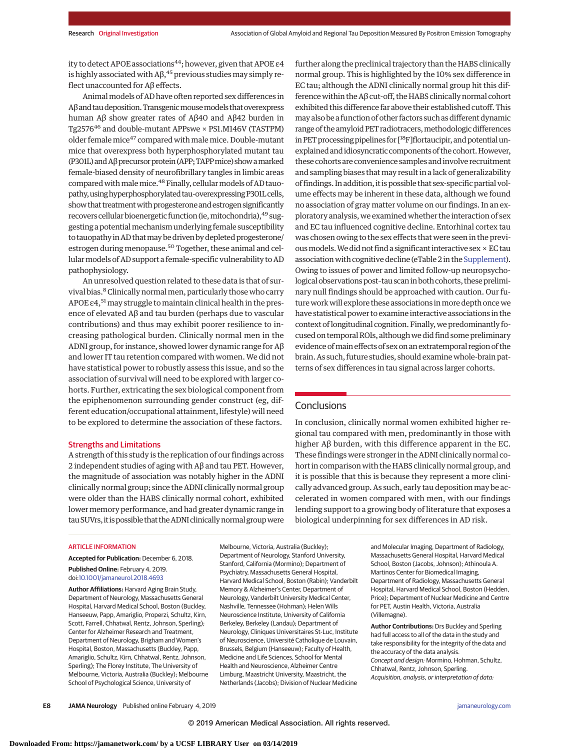ity to detect APOE associations[44]; however, given that APOE ε4 is highly associated with Aβ,[45] previous studies may simply reflect unaccounted for Aβ effects.

Animal models of AD have often reported sex differences in Aβ and tau deposition. Transgenic mouse models that overexpress human Aβ show greater rates of Aβ40 and Aβ42 burden in Tg2576[46] and double-mutant APPswe × PS1.M146V (TASTPM) older female mice[47] compared with male mice. Double-mutant mice that overexpress both hyperphosphorylated mutant tau (P301L) and Aβ precursor protein (APP; TAPP mice) show a marked female-biased density of neurofibrillary tangles in limbic areas compared with male mice.[48] Finally, cellular models of AD tauopathy, using hyperphosphorylated tau-overexpressing P301L cells, show that treatment with progesterone and estrogen significantly recovers cellular bioenergetic function (ie, mitochondria),[49] suggesting a potential mechanism underlying female susceptibility to tauopathy in AD that may be driven by depleted progesterone/estrogen during menopause.[50] Together, these animal and cellular models of AD support a female-specific vulnerability to AD pathophysiology.

An unresolved question related to these data is that of survival bias.[8] Clinically normal men, particularly those who carry APOE ε4,[51] may struggle to maintain clinical health in the presence of elevated Aβ and tau burden (perhaps due to vascular contributions) and thus may exhibit poorer resilience to increasing pathological burden. Clinically normal men in the ADNI group, for instance, showed lower dynamic range for Aβ and lower IT tau retention compared with women. We did not have statistical power to robustly assess this issue, and so the association of survival will need to be explored with larger cohorts. Further, extricating the sex biological component from the epiphenomenon surrounding gender construct (eg, different education/occupational attainment, lifestyle) will need to be explored to determine the association of these factors.

### Strengths and Limitations

A strength of this study is the replication of our findings across 2 independent studies of aging with Aβ and tau PET. However, the magnitude of association was notably higher in the ADNI clinically normal group; since the ADNI clinically normal group were older than the HABS clinically normal cohort, exhibited lower memory performance, and had greater dynamic range in tau SUVrs, it is possible that the ADNI clinically normal group were further along the preclinical trajectory than the HABS clinically normal group. This is highlighted by the 10% sex difference in EC tau; although the ADNI clinically normal group hit this difference within the Aβ cut-off, the HABS clinically normal cohort exhibited this difference far above their established cutoff. This may also be a function of other factors such as different dynamic range of the amyloid PET radiotracers, methodologic differences in PET processing pipelines for [$^{18}$F]flortaucipir, and potential unexplained and idiosyncratic components of the cohort. However, these cohorts are convenience samples and involve recruitment and sampling biases that may result in a lack of generalizability of findings. In addition, it is possible that sex-specific partial volume effects may be inherent in these data, although we found no association of gray matter volume on our findings. In an exploratory analysis, we examined whether the interaction of sex and EC tau influenced cognitive decline. Entorhinal cortex tau was chosen owing to the sex effects that were seen in the previous models. We did not find a significant interactive sex × EC tau association with cognitive decline (eTable 2 in the Supplement). Owing to issues of power and limited follow-up neuropsychological observations post-tau scan in both cohorts, these preliminary null findings should be approached with caution. Our future work will explore these associations in more depth once we have statistical power to examine interactive associations in the context of longitudinal cognition. Finally, we predominantly focused on temporal ROIs, although we did find some preliminary evidence of main effects of sex on an extratemporal region of the brain. As such, future studies, should examine whole-brain patterns of sex differences in tau signal across larger cohorts.

## Conclusions

In conclusion, clinically normal women exhibited higher regional tau compared with men, predominantly in those with higher Aβ burden, with this difference apparent in the EC. These findings were stronger in the ADNI clinically normal cohort in comparison with the HABS clinically normal group, and it is possible that this is because they represent a more clinically advanced group. As such, early tau deposition may be accelerated in women compared with men, with our findings lending support to a growing body of literature that exposes a biological underpinning for sex differences in AD risk.

ARTICLE INFORMATION

**Accepted for Publication:** December 6, 2018.

**Published Online:** February 4, 2019. doi:10.1001/jamaneurol.2018.4693

**Author Affiliations:** Harvard Aging Brain Study, Department of Neurology, Massachusetts General Hospital, Harvard Medical School, Boston (Buckley, Hanseeuw, Papp, Amariglio, Properzi, Schultz, Kirn, Scott, Farrell, Chhatwal, Rentz, Johnson, Sperling); Center for Alzheimer Research and Treatment, Department of Neurology, Brigham and Women's Hospital, Boston, Massachusetts (Buckley, Papp, Amariglio, Schultz, Kirn, Chhatwal, Rentz, Johnson, Sperling); The Florey Institute, The University of Melbourne, Victoria, Australia (Buckley); Melbourne School of Psychological Science, University of Melbourne, Victoria, Australia (Buckley); Department of Neurology, Stanford University, Stanford, California (Mormino); Department of Psychiatry, Massachusetts General Hospital, Harvard Medical School, Boston (Rabin); Vanderbilt Memory & Alzheimer's Center, Department of Neurology, Vanderbilt University Medical Center, Nashville, Tennessee (Hohman); Helen Wills Neuroscience Institute, University of California Berkeley, Berkeley (Landau); Department of Neurology, Cliniques Universitaires St-Luc, Institute of Neuroscience, Université Catholique de Louvain, Brussels, Belgium (Hanseeuw); Faculty of Health, Medicine and Life Sciences, School for Mental Health and Neuroscience, Alzheimer Centre Limburg, Maastricht University, Maastricht, the Netherlands (Jacobs); Division of Nuclear Medicine and Molecular Imaging, Department of Radiology, Massachusetts General Hospital, Harvard Medical School, Boston (Jacobs, Johnson); Athinoula A. Martinos Center for Biomedical Imaging, Department of Radiology, Massachusetts General Hospital, Harvard Medical School, Boston (Hedden, Price); Department of Nuclear Medicine and Centre for PET, Austin Health, Victoria, Australia (Villemagne).

**Author Contributions:** Drs Buckley and Sperling had full access to all of the data in the study and take responsibility for the integrity of the data and the accuracy of the data analysis.
*Concept and design:* Mormino, Hohman, Schultz, Chhatwal, Rentz, Johnson, Sperling.
*Acquisition, analysis, or interpretation of data:*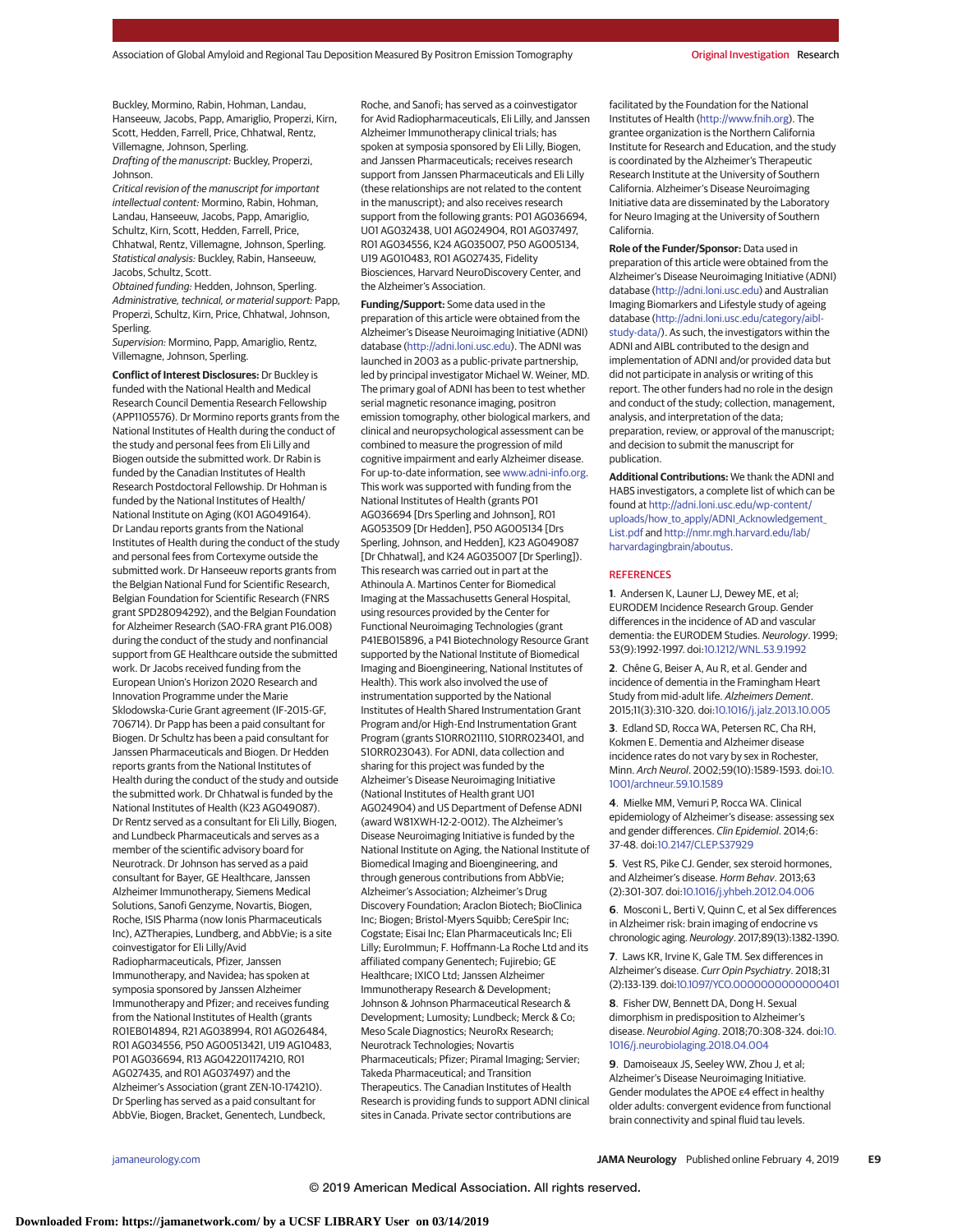Buckley, Mormino, Rabin, Hohman, Landau, Hanseeuw, Jacobs, Papp, Amariglio, Properzi, Kirn, Scott, Hedden, Farrell, Price, Chhatwal, Rentz, Villemagne, Johnson, Sperling.

*Drafting of the manuscript:* Buckley, Properzi, Johnson.

*Critical revision of the manuscript for important intellectual content:* Mormino, Rabin, Hohman, Landau, Hanseeuw, Jacobs, Papp, Amariglio, Schultz, Kirn, Scott, Hedden, Farrell, Price, Chhatwal, Rentz, Villemagne, Johnson, Sperling.

*Statistical analysis:* Buckley, Rabin, Hanseeuw, Jacobs, Schultz, Scott.

*Obtained funding:* Hedden, Johnson, Sperling.

*Administrative, technical, or material support:* Papp, Properzi, Schultz, Kirn, Price, Chhatwal, Johnson, Sperling.

*Supervision:* Mormino, Papp, Amariglio, Rentz, Villemagne, Johnson, Sperling.

**Conflict of Interest Disclosures:** Dr Buckley is funded with the National Health and Medical Research Council Dementia Research Fellowship (APP1105576). Dr Mormino reports grants from the National Institutes of Health during the conduct of the study and personal fees from Eli Lilly and Biogen outside the submitted work. Dr Rabin is funded by the Canadian Institutes of Health Research Postdoctoral Fellowship. Dr Hohman is funded by the National Institutes of Health/National Institute on Aging (K01 AG049164). Dr Landau reports grants from the National Institutes of Health during the conduct of the study and personal fees from Cortexyme outside the submitted work. Dr Hanseeuw reports grants from the Belgian National Fund for Scientific Research, Belgian Foundation for Scientific Research (FNRS grant SPD28094292), and the Belgian Foundation for Alzheimer Research (SAO-FRA grant P16.008) during the conduct of the study and nonfinancial support from GE Healthcare outside the submitted work. Dr Jacobs received funding from the European Union's Horizon 2020 Research and Innovation Programme under the Marie Sklodowska-Curie Grant agreement (IF-2015-GF, 706714). Dr Papp has been a paid consultant for Biogen. Dr Schultz has been a paid consultant for Janssen Pharmaceuticals and Biogen. Dr Hedden reports grants from the National Institutes of Health during the conduct of the study and outside the submitted work. Dr Chhatwal is funded by the National Institutes of Health (K23 AG049087). Dr Rentz served as a consultant for Eli Lilly, Biogen, and Lundbeck Pharmaceuticals and serves as a member of the scientific advisory board for Neurotrack. Dr Johnson has served as a paid consultant for Bayer, GE Healthcare, Janssen Alzheimer Immunotherapy, Siemens Medical Solutions, Sanofi Genzyme, Novartis, Biogen, Roche, ISIS Pharma (now Ionis Pharmaceuticals Inc), AZTherapies, Lundberg, and AbbVie; is a site coinvestigator for Eli Lilly/Avid Radiopharmaceuticals, Pfizer, Janssen Immunotherapy, and Navidea; has spoken at symposia sponsored by Janssen Alzheimer Immunotherapy and Pfizer; and receives funding from the National Institutes of Health (grants R01EB014894, R21 AG038994, R01 AG026484, R01 AG034556, P50 AG00513421, U19 AG10483, P01 AG036694, R13 AG042201174210, R01 AG027435, and R01 AG037497) and the Alzheimer's Association (grant ZEN-10-174210). Dr Sperling has served as a paid consultant for AbbVie, Biogen, Bracket, Genentech, Lundbeck, Roche, and Sanofi; has served as a coinvestigator for Avid Radiopharmaceuticals, Eli Lilly, and Janssen Alzheimer Immunotherapy clinical trials; has spoken at symposia sponsored by Eli Lilly, Biogen, and Janssen Pharmaceuticals; receives research support from Janssen Pharmaceuticals and Eli Lilly (these relationships are not related to the content in the manuscript); and also receives research support from the following grants: P01 AG036694, U01 AG032438, U01 AG024904, R01 AG037497, R01 AG034556, K24 AG035007, P50 AG005134, U19 AG010483, R01 AG027435, Fidelity Biosciences, Harvard NeuroDiscovery Center, and the Alzheimer's Association.

**Funding/Support:** Some data used in the preparation of this article were obtained from the Alzheimer's Disease Neuroimaging Initiative (ADNI) database (http://adni.loni.usc.edu). The ADNI was launched in 2003 as a public-private partnership, led by principal investigator Michael W. Weiner, MD. The primary goal of ADNI has been to test whether serial magnetic resonance imaging, positron emission tomography, other biological markers, and clinical and neuropsychological assessment can be combined to measure the progression of mild cognitive impairment and early Alzheimer disease. For up-to-date information, see www.adni-info.org. This work was supported with funding from the National Institutes of Health (grants P01 AG036694 [Drs Sperling and Johnson], R01 AG053509 [Dr Hedden], P50 AG005134 [Drs Sperling, Johnson, and Hedden], K23 AG049087 [Dr Chhatwal], and K24 AG035007 [Dr Sperling]). This research was carried out in part at the Athinoula A. Martinos Center for Biomedical Imaging at the Massachusetts General Hospital, using resources provided by the Center for Functional Neuroimaging Technologies (grant P41EB015896, a P41 Biotechnology Resource Grant supported by the National Institute of Biomedical Imaging and Bioengineering, National Institutes of Health). This work also involved the use of instrumentation supported by the National Institutes of Health Shared Instrumentation Grant Program and/or High-End Instrumentation Grant Program (grants S10RR021110, S10RR023401, and S10RR023043). For ADNI, data collection and sharing for this project was funded by the Alzheimer's Disease Neuroimaging Initiative (National Institutes of Health grant U01 AG024904) and US Department of Defense ADNI (award W81XWH-12-2-0012). The Alzheimer's Disease Neuroimaging Initiative is funded by the National Institute on Aging, the National Institute of Biomedical Imaging and Bioengineering, and through generous contributions from AbbVie; Alzheimer's Association; Alzheimer's Drug Discovery Foundation; Araclon Biotech; BioClinica Inc; Biogen; Bristol-Myers Squibb; CereSpir Inc; Cogstate; Eisai Inc; Elan Pharmaceuticals Inc; Eli Lilly; EuroImmun; F. Hoffmann-La Roche Ltd and its affiliated company Genentech; Fujirebio; GE Healthcare; IXICO Ltd; Janssen Alzheimer Immunotherapy Research & Development; Johnson & Johnson Pharmaceutical Research & Development; Lumosity; Lundbeck; Merck & Co; Meso Scale Diagnostics; NeuroRx Research; Neurotrack Technologies; Novartis Pharmaceuticals; Pfizer; Piramal Imaging; Servier; Takeda Pharmaceutical; and Transition Therapeutics. The Canadian Institutes of Health Research is providing funds to support ADNI clinical sites in Canada. Private sector contributions are facilitated by the Foundation for the National Institutes of Health (http://www.fnih.org). The grantee organization is the Northern California Institute for Research and Education, and the study is coordinated by the Alzheimer's Therapeutic Research Institute at the University of Southern California. Alzheimer's Disease Neuroimaging Initiative data are disseminated by the Laboratory for Neuro Imaging at the University of Southern California.

**Role of the Funder/Sponsor:** Data used in preparation of this article were obtained from the Alzheimer's Disease Neuroimaging Initiative (ADNI) database (http://adni.loni.usc.edu) and Australian Imaging Biomarkers and Lifestyle study of ageing database (http://adni.loni.usc.edu/category/aibl-study-data/). As such, the investigators within the ADNI and AIBL contributed to the design and implementation of ADNI and/or provided data but did not participate in analysis or writing of this report. The other funders had no role in the design and conduct of the study; collection, management, analysis, and interpretation of the data; preparation, review, or approval of the manuscript; and decision to submit the manuscript for publication.

**Additional Contributions:** We thank the ADNI and HABS investigators, a complete list of which can be found at http://adni.loni.usc.edu/wp-content/uploads/how_to_apply/ADNI_Acknowledgement_List.pdf and http://nmr.mgh.harvard.edu/lab/harvardagingbrain/aboutus.

## REFERENCES

1. Andersen K, Launer LJ, Dewey ME, et al; EURODEM Incidence Research Group. Gender differences in the incidence of AD and vascular dementia: the EURODEM Studies. *Neurology*. 1999; 53(9):1992-1997. doi:10.1212/WNL.53.9.1992

2. Chêne G, Beiser A, Au R, et al. Gender and incidence of dementia in the Framingham Heart Study from mid-adult life. *Alzheimers Dement*. 2015;11(3):310-320. doi:10.1016/j.jalz.2013.10.005

3. Edland SD, Rocca WA, Petersen RC, Cha RH, Kokmen E. Dementia and Alzheimer disease incidence rates do not vary by sex in Rochester, Minn. *Arch Neurol*. 2002;59(10):1589-1593. doi:10.1001/archneur.59.10.1589

4. Mielke MM, Vemuri P, Rocca WA. Clinical epidemiology of Alzheimer's disease: assessing sex and gender differences. *Clin Epidemiol*. 2014;6: 37-48. doi:10.2147/CLEP.S37929

5. Vest RS, Pike CJ. Gender, sex steroid hormones, and Alzheimer's disease. *Horm Behav*. 2013;63 (2):301-307. doi:10.1016/j.yhbeh.2012.04.006

6. Mosconi L, Berti V, Quinn C, et al Sex differences in Alzheimer risk: brain imaging of endocrine vs chronologic aging. *Neurology*. 2017;89(13):1382-1390.

7. Laws KR, Irvine K, Gale TM. Sex differences in Alzheimer's disease. *Curr Opin Psychiatry*. 2018;31 (2):133-139. doi:10.1097/YCO.0000000000000401

8. Fisher DW, Bennett DA, Dong H. Sexual dimorphism in predisposition to Alzheimer's disease. *Neurobiol Aging*. 2018;70:308-324. doi:10.1016/j.neurobiolaging.2018.04.004

9. Damoiseaux JS, Seeley WW, Zhou J, et al; Alzheimer's Disease Neuroimaging Initiative. Gender modulates the APOE ε4 effect in healthy older adults: convergent evidence from functional brain connectivity and spinal fluid tau levels.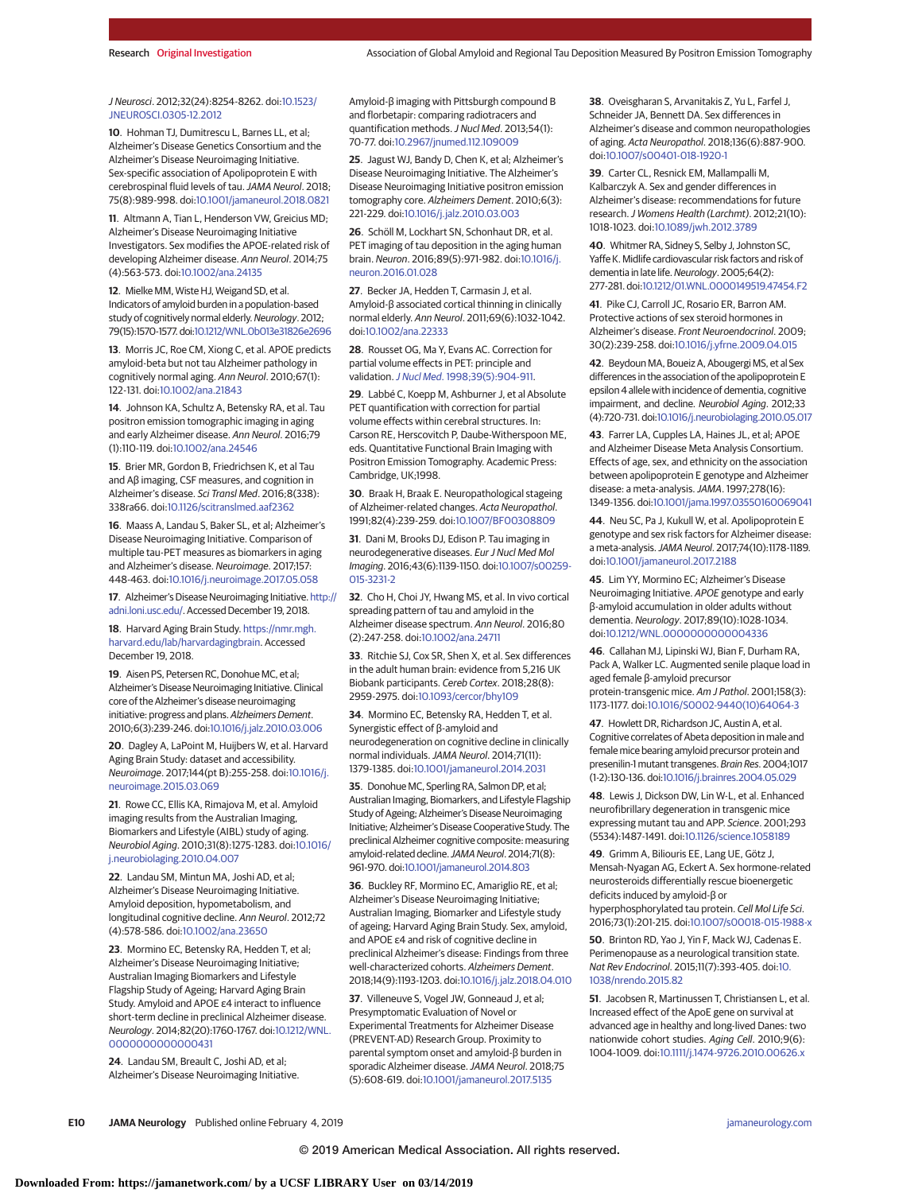*J Neurosci*. 2012;32(24):8254-8262. doi:10.1523/JNEUROSCI.0305-12.2012

**10**. Hohman TJ, Dumitrescu L, Barnes LL, et al; Alzheimer's Disease Genetics Consortium and the Alzheimer's Disease Neuroimaging Initiative. Sex-specific association of Apolipoprotein E with cerebrospinal fluid levels of tau. *JAMA Neurol*. 2018; 75(8):989-998. doi:10.1001/jamaneurol.2018.0821

**11**. Altmann A, Tian L, Henderson VW, Greicius MD; Alzheimer's Disease Neuroimaging Initiative Investigators. Sex modifies the APOE-related risk of developing Alzheimer disease. *Ann Neurol*. 2014;75(4):563-573. doi:10.1002/ana.24135

**12**. Mielke MM, Wiste HJ, Weigand SD, et al. Indicators of amyloid burden in a population-based study of cognitively normal elderly. *Neurology*. 2012;79(15):1570-1577. doi:10.1212/WNL.0b013e31826e2696

**13**. Morris JC, Roe CM, Xiong C, et al. APOE predicts amyloid-beta but not tau Alzheimer pathology in cognitively normal aging. *Ann Neurol*. 2010;67(1):122-131. doi:10.1002/ana.21843

**14**. Johnson KA, Schultz A, Betensky RA, et al. Tau positron emission tomographic imaging in aging and early Alzheimer disease. *Ann Neurol*. 2016;79(1):110-119. doi:10.1002/ana.24546

**15**. Brier MR, Gordon B, Friedrichsen K, et al Tau and Aβ imaging, CSF measures, and cognition in Alzheimer's disease. *Sci Transl Med*. 2016;8(338): 338ra66. doi:10.1126/scitranslmed.aaf2362

**16**. Maass A, Landau S, Baker SL, et al; Alzheimer's Disease Neuroimaging Initiative. Comparison of multiple tau-PET measures as biomarkers in aging and Alzheimer's disease. *Neuroimage*. 2017;157: 448-463. doi:10.1016/j.neuroimage.2017.05.058

**17**. Alzheimer's Disease Neuroimaging Initiative. http://adni.loni.usc.edu/. Accessed December 19, 2018.

**18**. Harvard Aging Brain Study. https://nmr.mgh.harvard.edu/lab/harvardagingbrain. Accessed December 19, 2018.

**19**. Aisen PS, Petersen RC, Donohue MC, et al; Alzheimer's Disease Neuroimaging Initiative. Clinical core of the Alzheimer's disease neuroimaging initiative: progress and plans. *Alzheimers Dement*. 2010;6(3):239-246. doi:10.1016/j.jalz.2010.03.006

**20**. Dagley A, LaPoint M, Huijbers W, et al. Harvard Aging Brain Study: dataset and accessibility. *Neuroimage*. 2017;144(pt B):255-258. doi:10.1016/j.neuroimage.2015.03.069

**21**. Rowe CC, Ellis KA, Rimajova M, et al. Amyloid imaging results from the Australian Imaging, Biomarkers and Lifestyle (AIBL) study of aging. *Neurobiol Aging*. 2010;31(8):1275-1283. doi:10.1016/j.neurobiolaging.2010.04.007

**22**. Landau SM, Mintun MA, Joshi AD, et al; Alzheimer's Disease Neuroimaging Initiative. Amyloid deposition, hypometabolism, and longitudinal cognitive decline. *Ann Neurol*. 2012;72(4):578-586. doi:10.1002/ana.23650

**23**. Mormino EC, Betensky RA, Hedden T, et al; Alzheimer's Disease Neuroimaging Initiative; Australian Imaging Biomarkers and Lifestyle Flagship Study of Ageing; Harvard Aging Brain Study. Amyloid and APOE ε4 interact to influence short-term decline in preclinical Alzheimer disease. *Neurology*. 2014;82(20):1760-1767. doi:10.1212/WNL.0000000000000431

**24**. Landau SM, Breault C, Joshi AD, et al; Alzheimer's Disease Neuroimaging Initiative. Amyloid-β imaging with Pittsburgh compound B and florbetapir: comparing radiotracers and quantification methods. *J Nucl Med*. 2013;54(1): 70-77. doi:10.2967/jnumed.112.109009

**25**. Jagust WJ, Bandy D, Chen K, et al; Alzheimer's Disease Neuroimaging Initiative. The Alzheimer's Disease Neuroimaging Initiative positron emission tomography core. *Alzheimers Dement*. 2010;6(3): 221-229. doi:10.1016/j.jalz.2010.03.003

**26**. Schöll M, Lockhart SN, Schonhaut DR, et al. PET imaging of tau deposition in the aging human brain. *Neuron*. 2016;89(5):971-982. doi:10.1016/j.neuron.2016.01.028

**27**. Becker JA, Hedden T, Carmasin J, et al. Amyloid-β associated cortical thinning in clinically normal elderly. *Ann Neurol*. 2011;69(6):1032-1042. doi:10.1002/ana.22333

**28**. Rousset OG, Ma Y, Evans AC. Correction for partial volume effects in PET: principle and validation. *J Nucl Med*. 1998;39(5):904-911.

**29**. Labbé C, Koepp M, Ashburner J, et al Absolute PET quantification with correction for partial volume effects within cerebral structures. In: Carson RE, Herscovitch P, Daube-Witherspoon ME, eds. Quantitative Functional Brain Imaging with Positron Emission Tomography. Academic Press: Cambridge, UK;1998.

**30**. Braak H, Braak E. Neuropathological stageing of Alzheimer-related changes. *Acta Neuropathol*. 1991;82(4):239-259. doi:10.1007/BF00308809

**31**. Dani M, Brooks DJ, Edison P. Tau imaging in neurodegenerative diseases. *Eur J Nucl Med Mol Imaging*. 2016;43(6):1139-1150. doi:10.1007/s00259-015-3231-2

**32**. Cho H, Choi JY, Hwang MS, et al. In vivo cortical spreading pattern of tau and amyloid in the Alzheimer disease spectrum. *Ann Neurol*. 2016;80(2):247-258. doi:10.1002/ana.24711

**33**. Ritchie SJ, Cox SR, Shen X, et al. Sex differences in the adult human brain: evidence from 5,216 UK Biobank participants. *Cereb Cortex*. 2018;28(8): 2959-2975. doi:10.1093/cercor/bhy109

**34**. Mormino EC, Betensky RA, Hedden T, et al. Synergistic effect of β-amyloid and neurodegeneration on cognitive decline in clinically normal individuals. *JAMA Neurol*. 2014;71(11): 1379-1385. doi:10.1001/jamaneurol.2014.2031

**35**. Donohue MC, Sperling RA, Salmon DP, et al; Australian Imaging, Biomarkers, and Lifestyle Flagship Study of Ageing; Alzheimer's Disease Neuroimaging Initiative; Alzheimer's Disease Cooperative Study. The preclinical Alzheimer cognitive composite: measuring amyloid-related decline. *JAMA Neurol*. 2014;71(8): 961-970. doi:10.1001/jamaneurol.2014.803

**36**. Buckley RF, Mormino EC, Amariglio RE, et al; Alzheimer's Disease Neuroimaging Initiative; Australian Imaging, Biomarker and Lifestyle study of ageing; Harvard Aging Brain Study. Sex, amyloid, and APOE ε4 and risk of cognitive decline in preclinical Alzheimer's disease: Findings from three well-characterized cohorts. *Alzheimers Dement*. 2018;14(9):1193-1203. doi:10.1016/j.jalz.2018.04.010

**37**. Villeneuve S, Vogel JW, Gonneaud J, et al; Presymptomatic Evaluation of Novel or Experimental Treatments for Alzheimer Disease (PREVENT-AD) Research Group. Proximity to parental symptom onset and amyloid-β burden in sporadic Alzheimer disease. *JAMA Neurol*. 2018;75(5):608-619. doi:10.1001/jamaneurol.2017.5135

**38**. Oveisgharan S, Arvanitakis Z, Yu L, Farfel J, Schneider JA, Bennett DA. Sex differences in Alzheimer's disease and common neuropathologies of aging. *Acta Neuropathol*. 2018;136(6):887-900. doi:10.1007/s00401-018-1920-1

**39**. Carter CL, Resnick EM, Mallampalli M, Kalbarczyk A. Sex and gender differences in Alzheimer's disease: recommendations for future research. *J Womens Health (Larchmt)*. 2012;21(10): 1018-1023. doi:10.1089/jwh.2012.3789

**40**. Whitmer RA, Sidney S, Selby J, Johnston SC, Yaffe K. Midlife cardiovascular risk factors and risk of dementia in late life. *Neurology*. 2005;64(2): 277-281. doi:10.1212/01.WNL.0000149519.47454.F2

**41**. Pike CJ, Carroll JC, Rosario ER, Barron AM. Protective actions of sex steroid hormones in Alzheimer's disease. *Front Neuroendocrinol*. 2009; 30(2):239-258. doi:10.1016/j.yfrne.2009.04.015

**42**. Beydoun MA, Boueiz A, Abougergi MS, et al Sex differences in the association of the apolipoprotein E epsilon 4 allele with incidence of dementia, cognitive impairment, and decline. *Neurobiol Aging*. 2012;33(4):720-731. doi:10.1016/j.neurobiolaging.2010.05.017

**43**. Farrer LA, Cupples LA, Haines JL, et al; APOE and Alzheimer Disease Meta Analysis Consortium. Effects of age, sex, and ethnicity on the association between apolipoprotein E genotype and Alzheimer disease: a meta-analysis. *JAMA*. 1997;278(16): 1349-1356. doi:10.1001/jama.1997.03550160069041

**44**. Neu SC, Pa J, Kukull W, et al. Apolipoprotein E genotype and sex risk factors for Alzheimer disease: a meta-analysis. *JAMA Neurol*. 2017;74(10):1178-1189. doi:10.1001/jamaneurol.2017.2188

**45**. Lim YY, Mormino EC; Alzheimer's Disease Neuroimaging Initiative. *APOE* genotype and early β-amyloid accumulation in older adults without dementia. *Neurology*. 2017;89(10):1028-1034. doi:10.1212/WNL.0000000000004336

**46**. Callahan MJ, Lipinski WJ, Bian F, Durham RA, Pack A, Walker LC. Augmented senile plaque load in aged female β-amyloid precursor protein-transgenic mice. *Am J Pathol*. 2001;158(3): 1173-1177. doi:10.1016/S0002-9440(10)64064-3

**47**. Howlett DR, Richardson JC, Austin A, et al. Cognitive correlates of Abeta deposition in male and female mice bearing amyloid precursor protein and presenilin-1 mutant transgenes. *Brain Res*. 2004;1017(1-2):130-136. doi:10.1016/j.brainres.2004.05.029

**48**. Lewis J, Dickson DW, Lin W-L, et al. Enhanced neurofibrillary degeneration in transgenic mice expressing mutant tau and APP. *Science*. 2001;293(5534):1487-1491. doi:10.1126/science.1058189

**49**. Grimm A, Biliouris EE, Lang UE, Götz J, Mensah-Nyagan AG, Eckert A. Sex hormone-related neurosteroids differentially rescue bioenergetic deficits induced by amyloid-β or hyperphosphorylated tau protein. *Cell Mol Life Sci*. 2016;73(1):201-215. doi:10.1007/s00018-015-1988-x

**50**. Brinton RD, Yao J, Yin F, Mack WJ, Cadenas E. Perimenopause as a neurological transition state. *Nat Rev Endocrinol*. 2015;11(7):393-405. doi:10.1038/nrendo.2015.82

**51**. Jacobsen R, Martinussen T, Christiansen L, et al. Increased effect of the ApoE gene on survival at advanced age in healthy and long-lived Danes: two nationwide cohort studies. *Aging Cell*. 2010;9(6): 1004-1009. doi:10.1111/j.1474-9726.2010.00626.x